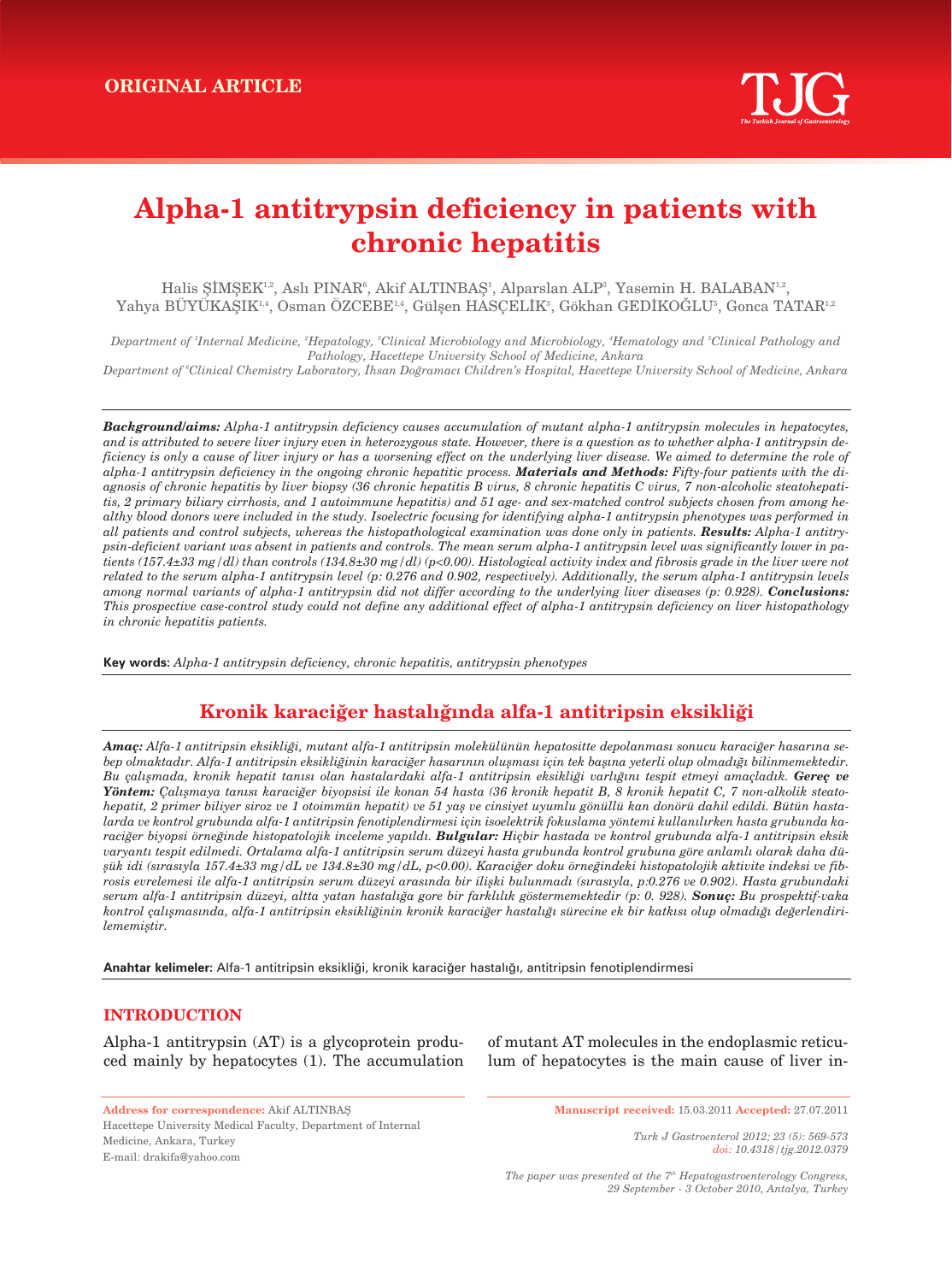ORIGINAL ARTICLE

# Alpha-1 antitrypsin deficiency in patients with chronic hepatitis

Halis ŞİMŞEK[1,2], Aslı PINAR[6], Akif ALTINBAŞ[1], Alparslan ALP[3], Yasemin H. BALABAN[1,2], Yahya BÜYÜKAŞIK[1,4], Osman ÖZCEBE[1,4], Gülşen HASÇELİK[3], Gökhan GEDİKOĞLU[5], Gonca TATAR[1,2]

*Department of [1]Internal Medicine, [2]Hepatology, [3]Clinical Microbiology and Microbiology, [4]Hematology and [5]Clinical Pathology and Pathology, Hacettepe University School of Medicine, Ankara*
*Department of [6]Clinical Chemistry Laboratory, İhsan Doğramacı Children's Hospital, Hacettepe University School of Medicine, Ankara*

***Background/aims:*** *Alpha-1 antitrypsin deficiency causes accumulation of mutant alpha-1 antitrypsin molecules in hepatocytes, and is attributed to severe liver injury even in heterozygous state. However, there is a question as to whether alpha-1 antitrypsin deficiency is only a cause of liver injury or has a worsening effect on the underlying liver disease. We aimed to determine the role of alpha-1 antitrypsin deficiency in the ongoing chronic hepatic process.* ***Materials and Methods:*** *Fifty-four patients with the diagnosis of chronic hepatitis by liver biopsy (36 chronic hepatitis B virus, 8 chronic hepatitis C virus, 7 non-alcoholic steatohepatitis, 2 primary biliary cirrhosis, and 1 autoimmune hepatitis) and 51 age- and sex-matched control subjects chosen from among healthy blood donors were included in the study. Isoelectric focusing for identifying alpha-1 antitrypsin phenotypes was performed in all patients and control subjects, whereas the histopathological examination was done only in patients.* ***Results:*** *Alpha-1 antitrypsin-deficient variant was absent in patients and controls. The mean serum alpha-1 antitrypsin level was significantly lower in patients (157.4±33 mg/dl) than controls (134.8±30 mg/dl) (p<0.00). Histological activity index and fibrosis grade in the liver were not related to the serum alpha-1 antitrypsin level (p: 0.276 and 0.902, respectively). Additionally, the serum alpha-1 antitrypsin levels among normal variants of alpha-1 antitrypsin did not differ according to the underlying liver diseases (p: 0.928).* ***Conclusions:*** *This prospective case-control study could not define any additional effect of alpha-1 antitrypsin deficiency on liver histopathology in chronic hepatitis patients.*

**Key words:** *Alpha-1 antitrypsin deficiency, chronic hepatitis, antitrypsin phenotypes*

## Kronik karaciğer hastalığında alfa-1 antitripsin eksikliği

***Amaç:*** *Alfa-1 antitripsin eksikliği, mutant alfa-1 antitripsin molekülünün hepatositte depolanması sonucu karaciğer hasarına sebep olmaktadır. Alfa-1 antitripsin eksikliğinin karaciğer hasarının oluşması için tek başına yeterli olup olmadığı bilinmemektedir. Bu çalışmada, kronik hepatit tanısı olan hastalardaki alfa-1 antitripsin eksikliği varlığını tespit etmeyi amaçladık.* ***Gereç ve Yöntem:*** *Çalışmaya tanısı karaciğer biyopsisi ile konan 54 hasta (36 kronik hepatit B, 8 kronik hepatit C, 7 non-alkolik steatohepatit, 2 primer biliyer siroz ve 1 otoimmün hepatit) ve 51 yaş ve cinsiyet uyumlu gönüllü kan donörü dahil edildi. Bütün hastalarda ve kontrol grubunda alfa-1 antitripsin fenotiplendirmesi için isoelektrik fokuslama yöntemi kullanılırken hasta grubunda karaciğer biyopsi örneğinde histopatolojik inceleme yapıldı.* ***Bulgular:*** *Hiçbir hastada ve kontrol grubunda alfa-1 antitripsin eksik varyantı tespit edilmedi. Ortalama alfa-1 antitripsin serum düzeyi hasta grubunda kontrol grubuna göre anlamlı olarak daha düşük idi (sırasıyla 157.4±33 mg/dL ve 134.8±30 mg/dL, p<0.00). Karaciğer doku örneğindeki histopatolojik aktivite indeksi ve fibrosis evrelemesi ile alfa-1 antitripsin serum düzeyi arasında bir ilişki bulunmadı (sırasıyla, p:0.276 ve 0.902). Hasta grubundaki serum alfa-1 antitripsin düzeyi, altta yatan hastalığa gore bir farklılık göstermemektedir (p: 0. 928).* ***Sonuç:*** *Bu prospektif-vaka kontrol çalışmasında, alfa-1 antitripsin eksikliğinin kronik karaciğer hastalığı sürecine ek bir katkısı olup olmadığı değerlendirilememiştir.*

**Anahtar kelimeler:** Alfa-1 antitripsin eksikliği, kronik karaciğer hastalığı, antitripsin fenotiplendirmesi

## INTRODUCTION

Alpha-1 antitrypsin (AT) is a glycoprotein produced mainly by hepatocytes (1). The accumulation of mutant AT molecules in the endoplasmic reticulum of hepatocytes is the main cause of liver in-

**Address for correspondence:** Akif ALTINBAŞ
Hacettepe University Medical Faculty, Department of Internal Medicine, Ankara, Turkey
E-mail: drakifa@yahoo.com

**Manuscript received:** 15.03.2011 **Accepted:** 27.07.2011

*doi: 10.4318/tjg.2012.0379*

*The paper was presented at the 7th Hepatogastroenterology Congress, 29 September - 3 October 2010, Antalya, Turkey*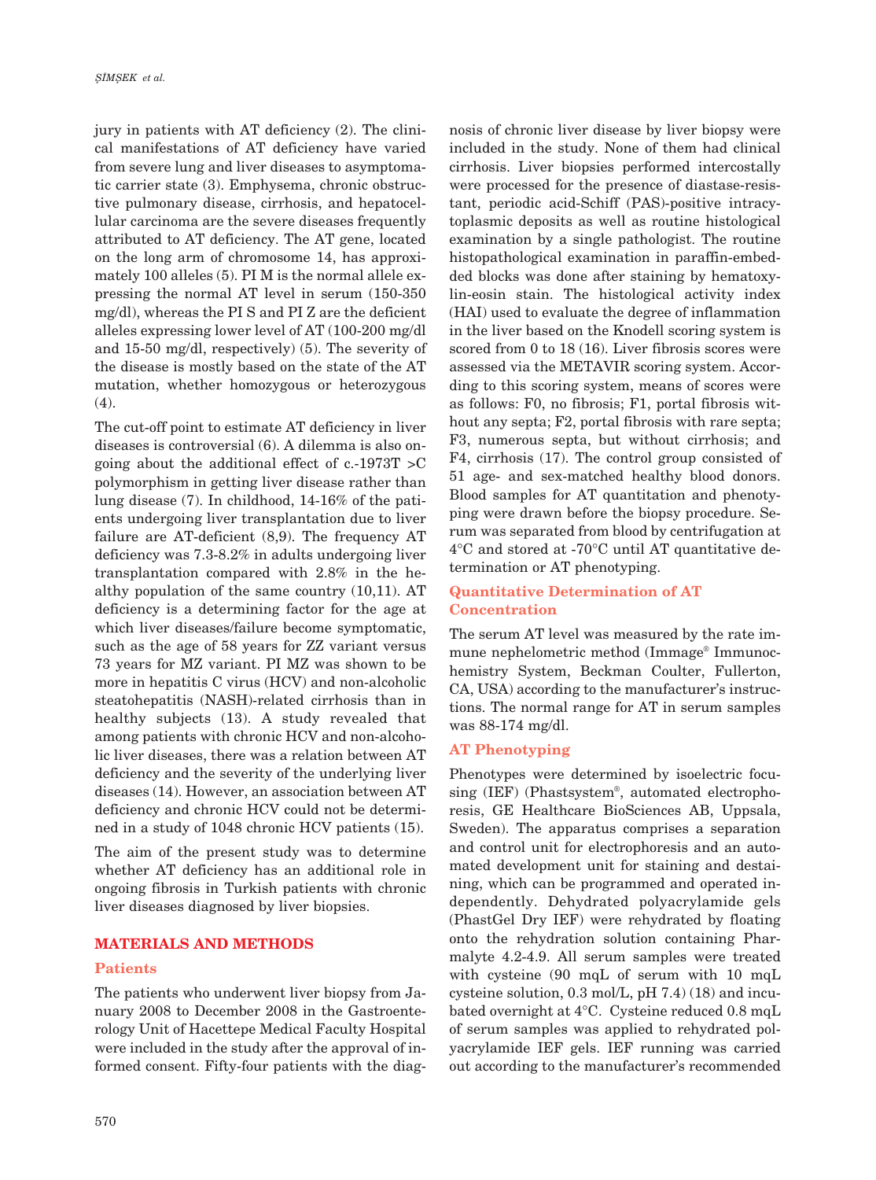jury in patients with AT deficiency (2). The clinical manifestations of AT deficiency have varied from severe lung and liver diseases to asymptomatic carrier state (3). Emphysema, chronic obstructive pulmonary disease, cirrhosis, and hepatocellular carcinoma are the severe diseases frequently attributed to AT deficiency. The AT gene, located on the long arm of chromosome 14, has approximately 100 alleles (5). PI M is the normal allele expressing the normal AT level in serum (150-350 mg/dl), whereas the PI S and PI Z are the deficient alleles expressing lower level of AT (100-200 mg/dl and 15-50 mg/dl, respectively) (5). The severity of the disease is mostly based on the state of the AT mutation, whether homozygous or heterozygous (4).

The cut-off point to estimate AT deficiency in liver diseases is controversial (6). A dilemma is also ongoing about the additional effect of c.-1973T >C polymorphism in getting liver disease rather than lung disease (7). In childhood, 14-16% of the patients undergoing liver transplantation due to liver failure are AT-deficient (8,9). The frequency AT deficiency was 7.3-8.2% in adults undergoing liver transplantation compared with 2.8% in the healthy population of the same country (10,11). AT deficiency is a determining factor for the age at which liver diseases/failure become symptomatic, such as the age of 58 years for ZZ variant versus 73 years for MZ variant. PI MZ was shown to be more in hepatitis C virus (HCV) and non-alcoholic steatohepatitis (NASH)-related cirrhosis than in healthy subjects (13). A study revealed that among patients with chronic HCV and non-alcoholic liver diseases, there was a relation between AT deficiency and the severity of the underlying liver diseases (14). However, an association between AT deficiency and chronic HCV could not be determined in a study of 1048 chronic HCV patients (15).

The aim of the present study was to determine whether AT deficiency has an additional role in ongoing fibrosis in Turkish patients with chronic liver diseases diagnosed by liver biopsies.

## MATERIALS AND METHODS

### Patients

The patients who underwent liver biopsy from January 2008 to December 2008 in the Gastroenterology Unit of Hacettepe Medical Faculty Hospital were included in the study after the approval of informed consent. Fifty-four patients with the diagnosis of chronic liver disease by liver biopsy were included in the study. None of them had clinical cirrhosis. Liver biopsies performed intercostally were processed for the presence of diastase-resistant, periodic acid-Schiff (PAS)-positive intracytoplasmic deposits as well as routine histological examination by a single pathologist. The routine histopathological examination in paraffin-embedded blocks was done after staining by hematoxylin-eosin stain. The histological activity index (HAI) used to evaluate the degree of inflammation in the liver based on the Knodell scoring system is scored from 0 to 18 (16). Liver fibrosis scores were assessed via the METAVIR scoring system. According to this scoring system, means of scores were as follows: F0, no fibrosis; F1, portal fibrosis without any septa; F2, portal fibrosis with rare septa; F3, numerous septa, but without cirrhosis; and F4, cirrhosis (17). The control group consisted of 51 age- and sex-matched healthy blood donors. Blood samples for AT quantitation and phenotyping were drawn before the biopsy procedure. Serum was separated from blood by centrifugation at 4°C and stored at -70°C until AT quantitative determination or AT phenotyping.

### Quantitative Determination of AT Concentration

The serum AT level was measured by the rate immune nephelometric method (Immage® Immunochemistry System, Beckman Coulter, Fullerton, CA, USA) according to the manufacturer's instructions. The normal range for AT in serum samples was 88-174 mg/dl.

### AT Phenotyping

Phenotypes were determined by isoelectric focusing (IEF) (Phastsystem®, automated electrophoresis, GE Healthcare BioSciences AB, Uppsala, Sweden). The apparatus comprises a separation and control unit for electrophoresis and an automated development unit for staining and destaining, which can be programmed and operated independently. Dehydrated polyacrylamide gels (PhastGel Dry IEF) were rehydrated by floating onto the rehydration solution containing Pharmalyte 4.2-4.9. All serum samples were treated with cysteine (90 mqL of serum with 10 mqL cysteine solution, 0.3 mol/L, pH 7.4) (18) and incubated overnight at 4°C. Cysteine reduced 0.8 mqL of serum samples was applied to rehydrated polyacrylamide IEF gels. IEF running was carried out according to the manufacturer's recommended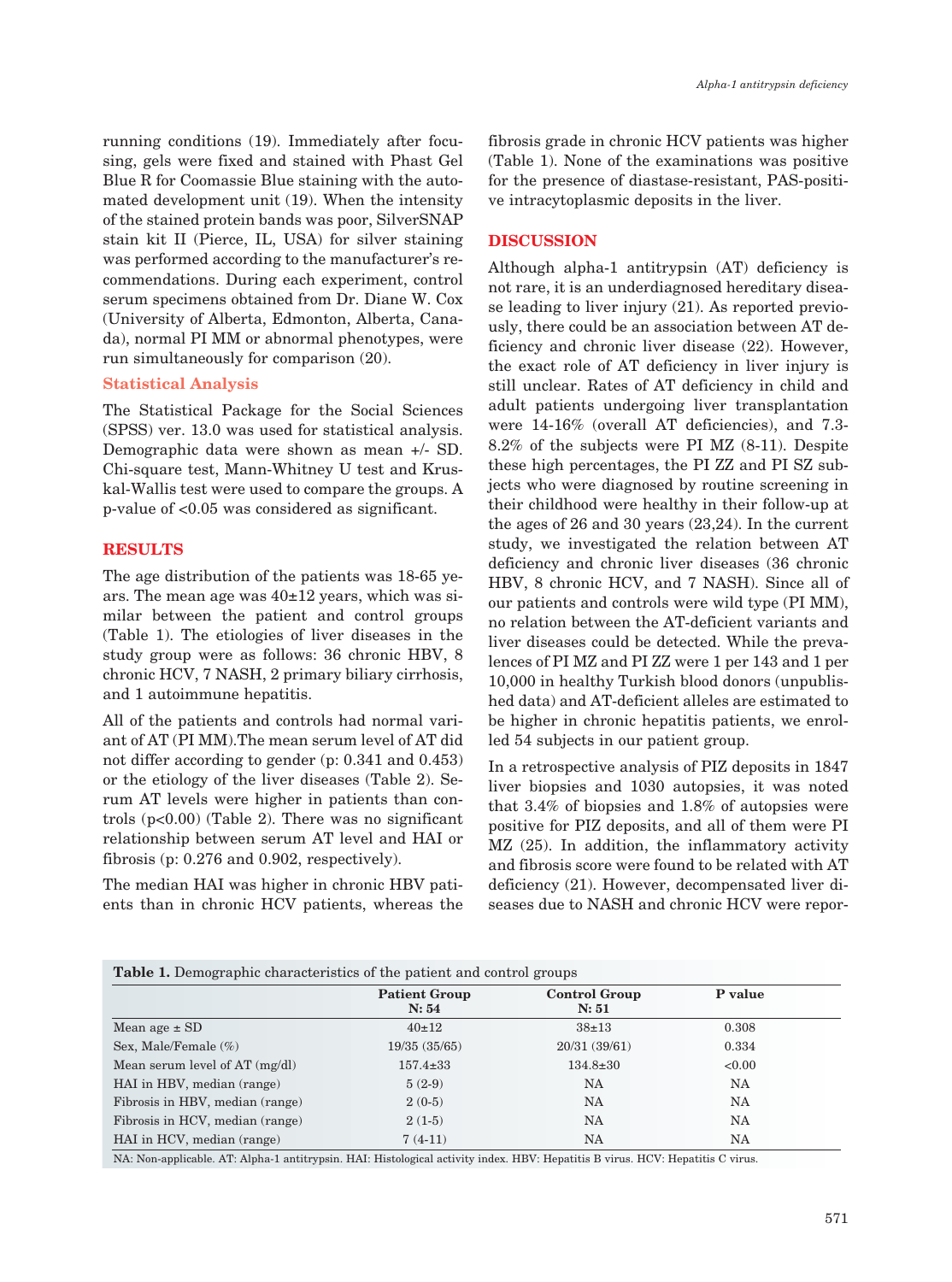running conditions (19). Immediately after focusing, gels were fixed and stained with Phast Gel Blue R for Coomassie Blue staining with the automated development unit (19). When the intensity of the stained protein bands was poor, SilverSNAP stain kit II (Pierce, IL, USA) for silver staining was performed according to the manufacturer's recommendations. During each experiment, control serum specimens obtained from Dr. Diane W. Cox (University of Alberta, Edmonton, Alberta, Canada), normal PI MM or abnormal phenotypes, were run simultaneously for comparison (20).

### Statistical Analysis

The Statistical Package for the Social Sciences (SPSS) ver. 13.0 was used for statistical analysis. Demographic data were shown as mean +/- SD. Chi-square test, Mann-Whitney U test and Kruskal-Wallis test were used to compare the groups. A p-value of <0.05 was considered as significant.

## RESULTS

The age distribution of the patients was 18-65 years. The mean age was 40±12 years, which was similar between the patient and control groups (Table 1). The etiologies of liver diseases in the study group were as follows: 36 chronic HBV, 8 chronic HCV, 7 NASH, 2 primary biliary cirrhosis, and 1 autoimmune hepatitis.

All of the patients and controls had normal variant of AT (PI MM).The mean serum level of AT did not differ according to gender (p: 0.341 and 0.453) or the etiology of the liver diseases (Table 2). Serum AT levels were higher in patients than controls (p<0.00) (Table 2). There was no significant relationship between serum AT level and HAI or fibrosis (p: 0.276 and 0.902, respectively).

The median HAI was higher in chronic HBV patients than in chronic HCV patients, whereas the fibrosis grade in chronic HCV patients was higher (Table 1). None of the examinations was positive for the presence of diastase-resistant, PAS-positive intracytoplasmic deposits in the liver.

## DISCUSSION

Although alpha-1 antitrypsin (AT) deficiency is not rare, it is an underdiagnosed hereditary disease leading to liver injury (21). As reported previously, there could be an association between AT deficiency and chronic liver disease (22). However, the exact role of AT deficiency in liver injury is still unclear. Rates of AT deficiency in child and adult patients undergoing liver transplantation were 14-16% (overall AT deficiencies), and 7.3-8.2% of the subjects were PI MZ (8-11). Despite these high percentages, the PI ZZ and PI SZ subjects who were diagnosed by routine screening in their childhood were healthy in their follow-up at the ages of 26 and 30 years (23,24). In the current study, we investigated the relation between AT deficiency and chronic liver diseases (36 chronic HBV, 8 chronic HCV, and 7 NASH). Since all of our patients and controls were wild type (PI MM), no relation between the AT-deficient variants and liver diseases could be detected. While the prevalences of PI MZ and PI ZZ were 1 per 143 and 1 per 10,000 in healthy Turkish blood donors (unpublished data) and AT-deficient alleles are estimated to be higher in chronic hepatitis patients, we enrolled 54 subjects in our patient group.

In a retrospective analysis of PIZ deposits in 1847 liver biopsies and 1030 autopsies, it was noted that 3.4% of biopsies and 1.8% of autopsies were positive for PIZ deposits, and all of them were PI MZ (25). In addition, the inflammatory activity and fibrosis score were found to be related with AT deficiency (21). However, decompensated liver diseases due to NASH and chronic HCV were repor-

**Table 1.** Demographic characteristics of the patient and control groups

| | Patient Group N: 54 | Control Group N: 51 | P value |
|---|---|---|---|
| Mean age ± SD | 40±12 | 38±13 | 0.308 |
| Sex, Male/Female (%) | 19/35 (35/65) | 20/31 (39/61) | 0.334 |
| Mean serum level of AT (mg/dl) | 157.4±33 | 134.8±30 | <0.00 |
| HAI in HBV, median (range) | 5 (2-9) | NA | NA |
| Fibrosis in HBV, median (range) | 2 (0-5) | NA | NA |
| Fibrosis in HCV, median (range) | 2 (1-5) | NA | NA |
| HAI in HCV, median (range) | 7 (4-11) | NA | NA |

NA: Non-applicable. AT: Alpha-1 antitrypsin. HAI: Histological activity index. HBV: Hepatitis B virus. HCV: Hepatitis C virus.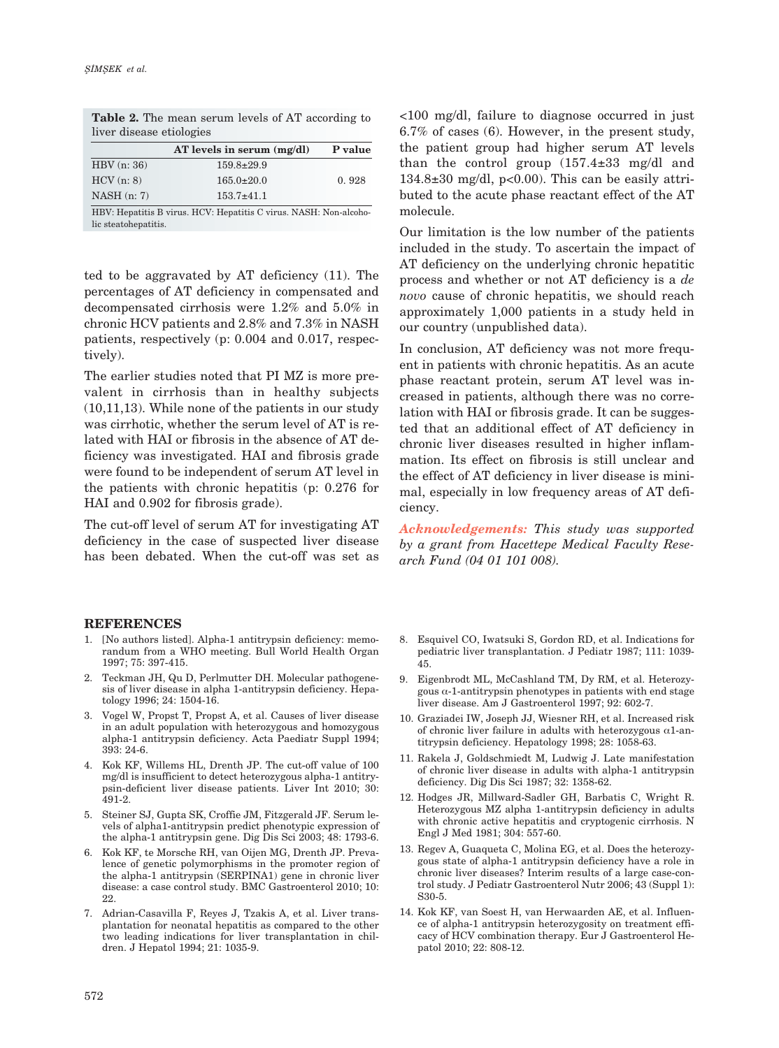**Table 2.** The mean serum levels of AT according to liver disease etiologies

| | AT levels in serum (mg/dl) | P value |
|---|---|---|
| HBV (n: 36) | 159.8±29.9 | |
| HCV (n: 8) | 165.0±20.0 | 0. 928 |
| NASH (n: 7) | 153.7±41.1 | |

HBV: Hepatitis B virus. HCV: Hepatitis C virus. NASH: Non-alcoholic steatohepatitis.

ted to be aggravated by AT deficiency (11). The percentages of AT deficiency in compensated and decompensated cirrhosis were 1.2% and 5.0% in chronic HCV patients and 2.8% and 7.3% in NASH patients, respectively (p: 0.004 and 0.017, respectively).

The earlier studies noted that PI MZ is more prevalent in cirrhosis than in healthy subjects (10,11,13). While none of the patients in our study was cirrhotic, whether the serum level of AT is related with HAI or fibrosis in the absence of AT deficiency was investigated. HAI and fibrosis grade were found to be independent of serum AT level in the patients with chronic hepatitis (p: 0.276 for HAI and 0.902 for fibrosis grade).

The cut-off level of serum AT for investigating AT deficiency in the case of suspected liver disease has been debated. When the cut-off was set as <100 mg/dl, failure to diagnose occurred in just 6.7% of cases (6). However, in the present study, the patient group had higher serum AT levels than the control group (157.4±33 mg/dl and 134.8±30 mg/dl, p<0.00). This can be easily attributed to the acute phase reactant effect of the AT molecule.

Our limitation is the low number of the patients included in the study. To ascertain the impact of AT deficiency on the underlying chronic hepatitic process and whether or not AT deficiency is a *de novo* cause of chronic hepatitis, we should reach approximately 1,000 patients in a study held in our country (unpublished data).

In conclusion, AT deficiency was not more frequent in patients with chronic hepatitis. As an acute phase reactant protein, serum AT level was increased in patients, although there was no correlation with HAI or fibrosis grade. It can be suggested that an additional effect of AT deficiency in chronic liver diseases resulted in higher inflammation. Its effect on fibrosis is still unclear and the effect of AT deficiency in liver disease is minimal, especially in low frequency areas of AT deficiency.

***Acknowledgements:*** *This study was supported by a grant from Hacettepe Medical Faculty Research Fund (04 01 101 008).*

## REFERENCES

1. [No authors listed]. Alpha-1 antitrypsin deficiency: memorandum from a WHO meeting. Bull World Health Organ 1997; 75: 397-415.
2. Teckman JH, Qu D, Perlmutter DH. Molecular pathogenesis of liver disease in alpha 1-antitrypsin deficiency. Hepatology 1996; 24: 1504-16.
3. Vogel W, Propst T, Propst A, et al. Causes of liver disease in an adult population with heterozygous and homozygous alpha-1 antitrypsin deficiency. Acta Paediatr Suppl 1994; 393: 24-6.
4. Kok KF, Willems HL, Drenth JP. The cut-off value of 100 mg/dl is insufficient to detect heterozygous alpha-1 antitrypsin-deficient liver disease patients. Liver Int 2010; 30: 491-2.
5. Steiner SJ, Gupta SK, Croffie JM, Fitzgerald JF. Serum levels of alpha1-antitrypsin predict phenotypic expression of the alpha-1 antitrypsin gene. Dig Dis Sci 2003; 48: 1793-6.
6. Kok KF, te Morsche RH, van Oijen MG, Drenth JP. Prevalence of genetic polymorphisms in the promoter region of the alpha-1 antitrypsin (SERPINA1) gene in chronic liver disease: a case control study. BMC Gastroenterol 2010; 10: 22.
7. Adrian-Casavilla F, Reyes J, Tzakis A, et al. Liver transplantation for neonatal hepatitis as compared to the other two leading indications for liver transplantation in children. J Hepatol 1994; 21: 1035-9.
8. Esquivel CO, Iwatsuki S, Gordon RD, et al. Indications for pediatric liver transplantation. J Pediatr 1987; 111: 1039-45.
9. Eigenbrodt ML, McCashland TM, Dy RM, et al. Heterozygous α-1-antitrypsin phenotypes in patients with end stage liver disease. Am J Gastroenterol 1997; 92: 602-7.
10. Graziadei IW, Joseph JJ, Wiesner RH, et al. Increased risk of chronic liver failure in adults with heterozygous α1-antitrypsin deficiency. Hepatology 1998; 28: 1058-63.
11. Rakela J, Goldschmiedt M, Ludwig J. Late manifestation of chronic liver disease in adults with alpha-1 antitrypsin deficiency. Dig Dis Sci 1987; 32: 1358-62.
12. Hodges JR, Millward-Sadler GH, Barbatis C, Wright R. Heterozygous MZ alpha 1-antitrypsin deficiency in adults with chronic active hepatitis and cryptogenic cirrhosis. N Engl J Med 1981; 304: 557-60.
13. Regev A, Guaqueta C, Molina EG, et al. Does the heterozygous state of alpha-1 antitrypsin deficiency have a role in chronic liver diseases? Interim results of a large case-control study. J Pediatr Gastroenterol Nutr 2006; 43 (Suppl 1): S30-5.
14. Kok KF, van Soest H, van Herwaarden AE, et al. Influence of alpha-1 antitrypsin heterozygosity on treatment efficacy of HCV combination therapy. Eur J Gastroenterol Hepatol 2010; 22: 808-12.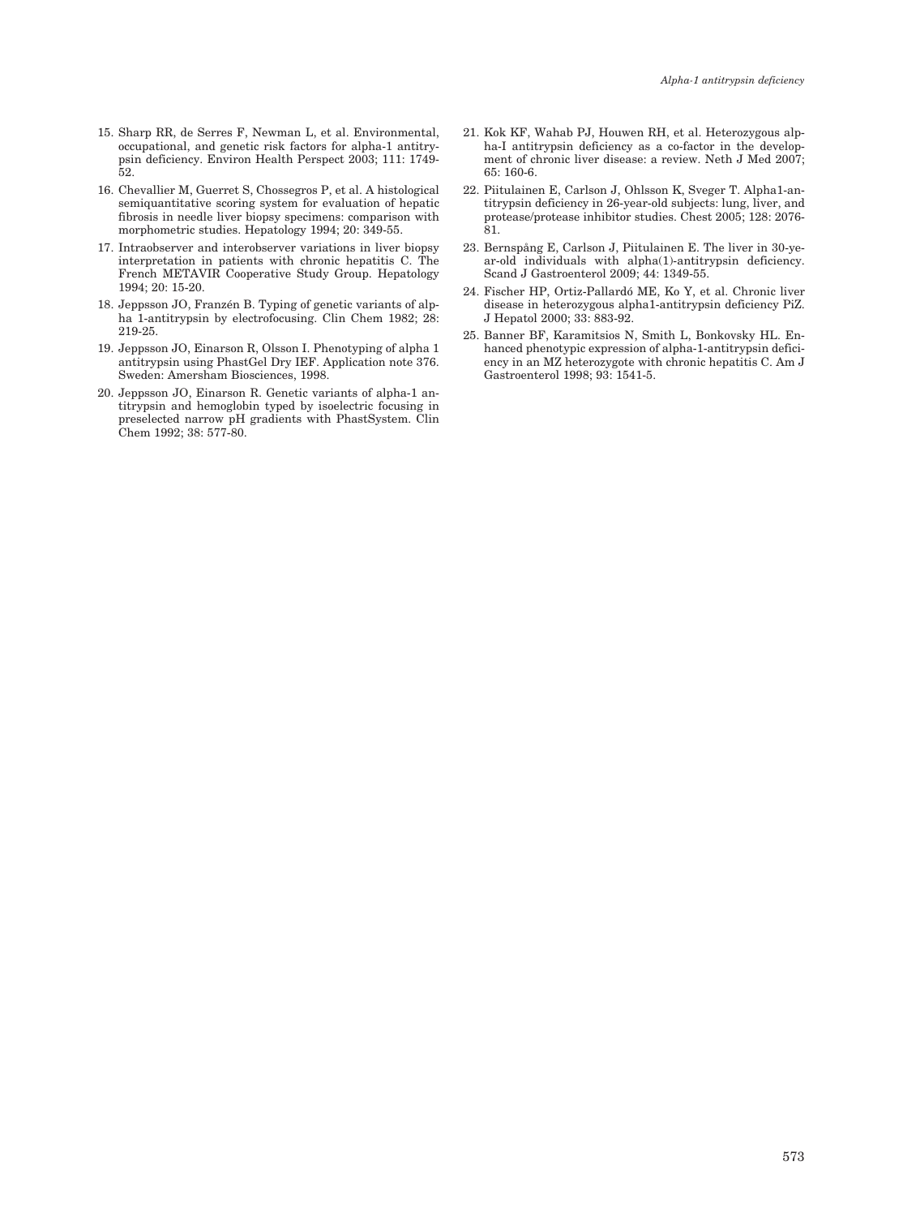15. Sharp RR, de Serres F, Newman L, et al. Environmental, occupational, and genetic risk factors for alpha-1 antitrypsin deficiency. Environ Health Perspect 2003; 111: 1749-52.
16. Chevallier M, Guerret S, Chossegros P, et al. A histological semiquantitative scoring system for evaluation of hepatic fibrosis in needle liver biopsy specimens: comparison with morphometric studies. Hepatology 1994; 20: 349-55.
17. Intraobserver and interobserver variations in liver biopsy interpretation in patients with chronic hepatitis C. The French METAVIR Cooperative Study Group. Hepatology 1994; 20: 15-20.
18. Jeppsson JO, Franzén B. Typing of genetic variants of alpha 1-antitrypsin by electrofocusing. Clin Chem 1982; 28: 219-25.
19. Jeppsson JO, Einarson R, Olsson I. Phenotyping of alpha 1 antitrypsin using PhastGel Dry IEF. Application note 376. Sweden: Amersham Biosciences, 1998.
20. Jeppsson JO, Einarson R. Genetic variants of alpha-1 antitrypsin and hemoglobin typed by isoelectric focusing in preselected narrow pH gradients with PhastSystem. Clin Chem 1992; 38: 577-80.
21. Kok KF, Wahab PJ, Houwen RH, et al. Heterozygous alpha-I antitrypsin deficiency as a co-factor in the development of chronic liver disease: a review. Neth J Med 2007; 65: 160-6.
22. Piitulainen E, Carlson J, Ohlsson K, Sveger T. Alpha1-antitrypsin deficiency in 26-year-old subjects: lung, liver, and protease/protease inhibitor studies. Chest 2005; 128: 2076-81.
23. Bernspång E, Carlson J, Piitulainen E. The liver in 30-year-old individuals with alpha(1)-antitrypsin deficiency. Scand J Gastroenterol 2009; 44: 1349-55.
24. Fischer HP, Ortiz-Pallardó ME, Ko Y, et al. Chronic liver disease in heterozygous alpha1-antitrypsin deficiency PiZ. J Hepatol 2000; 33: 883-92.
25. Banner BF, Karamitsios N, Smith L, Bonkovsky HL. Enhanced phenotypic expression of alpha-1-antitrypsin deficiency in an MZ heterozygote with chronic hepatitis C. Am J Gastroenterol 1998; 93: 1541-5.